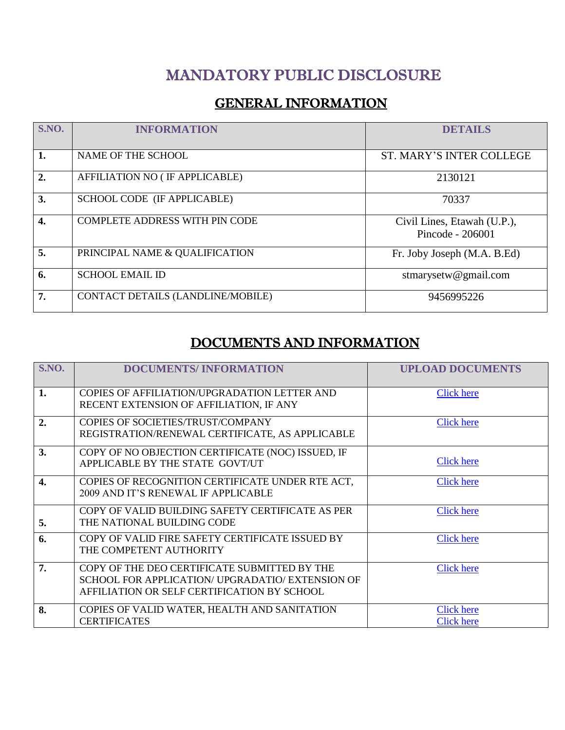# MANDATORY PUBLIC DISCLOSURE

## GENERAL INFORMATION

| S.NO. | INFORMATION | DETAILS |
|---|---|---|
| **1.** | NAME OF THE SCHOOL | ST. MARY'S INTER COLLEGE |
| **2.** | AFFILIATION NO ( IF APPLICABLE) | 2130121 |
| **3.** | SCHOOL CODE (IF APPLICABLE) | 70337 |
| **4.** | COMPLETE ADDRESS WITH PIN CODE | Civil Lines, Etawah (U.P.), Pincode - 206001 |
| **5.** | PRINCIPAL NAME & QUALIFICATION | Fr. Joby Joseph (M.A. B.Ed) |
| **6.** | SCHOOL EMAIL ID | stmarysetw@gmail.com |
| **7.** | CONTACT DETAILS (LANDLINE/MOBILE) | 9456995226 |

## DOCUMENTS AND INFORMATION

| S.NO. | DOCUMENTS/ INFORMATION | UPLOAD DOCUMENTS |
|---|---|---|
| **1.** | COPIES OF AFFILIATION/UPGRADATION LETTER AND RECENT EXTENSION OF AFFILIATION, IF ANY | Click here |
| **2.** | COPIES OF SOCIETIES/TRUST/COMPANY REGISTRATION/RENEWAL CERTIFICATE, AS APPLICABLE | Click here |
| **3.** | COPY OF NO OBJECTION CERTIFICATE (NOC) ISSUED, IF APPLICABLE BY THE STATE GOVT/UT | Click here |
| **4.** | COPIES OF RECOGNITION CERTIFICATE UNDER RTE ACT, 2009 AND IT'S RENEWAL IF APPLICABLE | Click here |
| **5.** | COPY OF VALID BUILDING SAFETY CERTIFICATE AS PER THE NATIONAL BUILDING CODE | Click here |
| **6.** | COPY OF VALID FIRE SAFETY CERTIFICATE ISSUED BY THE COMPETENT AUTHORITY | Click here |
| **7.** | COPY OF THE DEO CERTIFICATE SUBMITTED BY THE SCHOOL FOR APPLICATION/ UPGRADATIO/ EXTENSION OF AFFILIATION OR SELF CERTIFICATION BY SCHOOL | Click here |
| **8.** | COPIES OF VALID WATER, HEALTH AND SANITATION CERTIFICATES | Click here<br>Click here |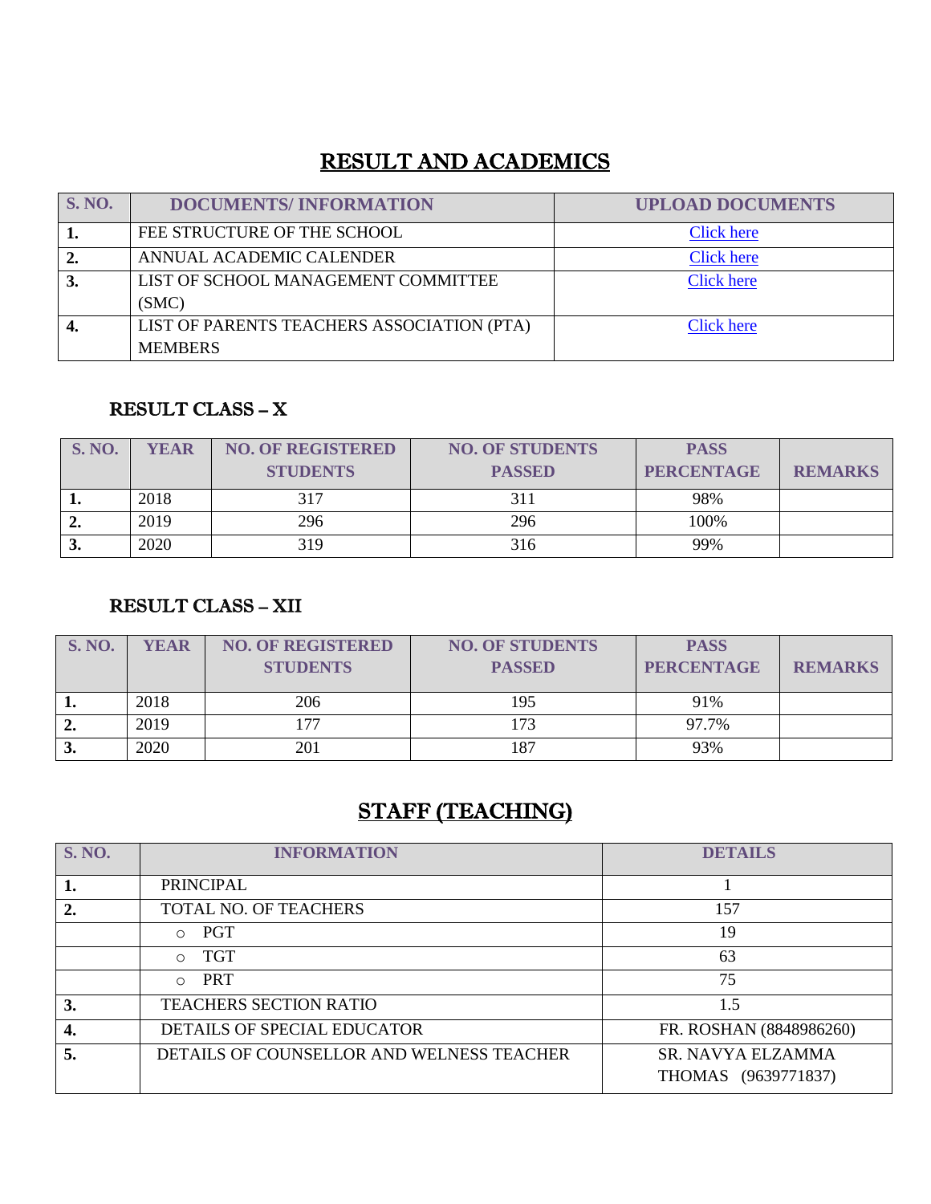## RESULT AND ACADEMICS

| S. NO. | DOCUMENTS/ INFORMATION | UPLOAD DOCUMENTS |
|---|---|---|
| 1. | FEE STRUCTURE OF THE SCHOOL | Click here |
| 2. | ANNUAL ACADEMIC CALENDER | Click here |
| 3. | LIST OF SCHOOL MANAGEMENT COMMITTEE (SMC) | Click here |
| 4. | LIST OF PARENTS TEACHERS ASSOCIATION (PTA) MEMBERS | Click here |

### RESULT CLASS – X

| S. NO. | YEAR | NO. OF REGISTERED STUDENTS | NO. OF STUDENTS PASSED | PASS PERCENTAGE | REMARKS |
|---|---|---|---|---|---|
| 1. | 2018 | 317 | 311 | 98% | |
| 2. | 2019 | 296 | 296 | 100% | |
| 3. | 2020 | 319 | 316 | 99% | |

### RESULT CLASS – XII

| S. NO. | YEAR | NO. OF REGISTERED STUDENTS | NO. OF STUDENTS PASSED | PASS PERCENTAGE | REMARKS |
|---|---|---|---|---|---|
| 1. | 2018 | 206 | 195 | 91% | |
| 2. | 2019 | 177 | 173 | 97.7% | |
| 3. | 2020 | 201 | 187 | 93% | |

## STAFF (TEACHING)

| S. NO. | INFORMATION | DETAILS |
|---|---|---|
| 1. | PRINCIPAL | 1 |
| 2. | TOTAL NO. OF TEACHERS | 157 |
| | ○ PGT | 19 |
| | ○ TGT | 63 |
| | ○ PRT | 75 |
| 3. | TEACHERS SECTION RATIO | 1.5 |
| 4. | DETAILS OF SPECIAL EDUCATOR | FR. ROSHAN (8848986260) |
| 5. | DETAILS OF COUNSELLOR AND WELNESS TEACHER | SR. NAVYA ELZAMMA THOMAS (9639771837) |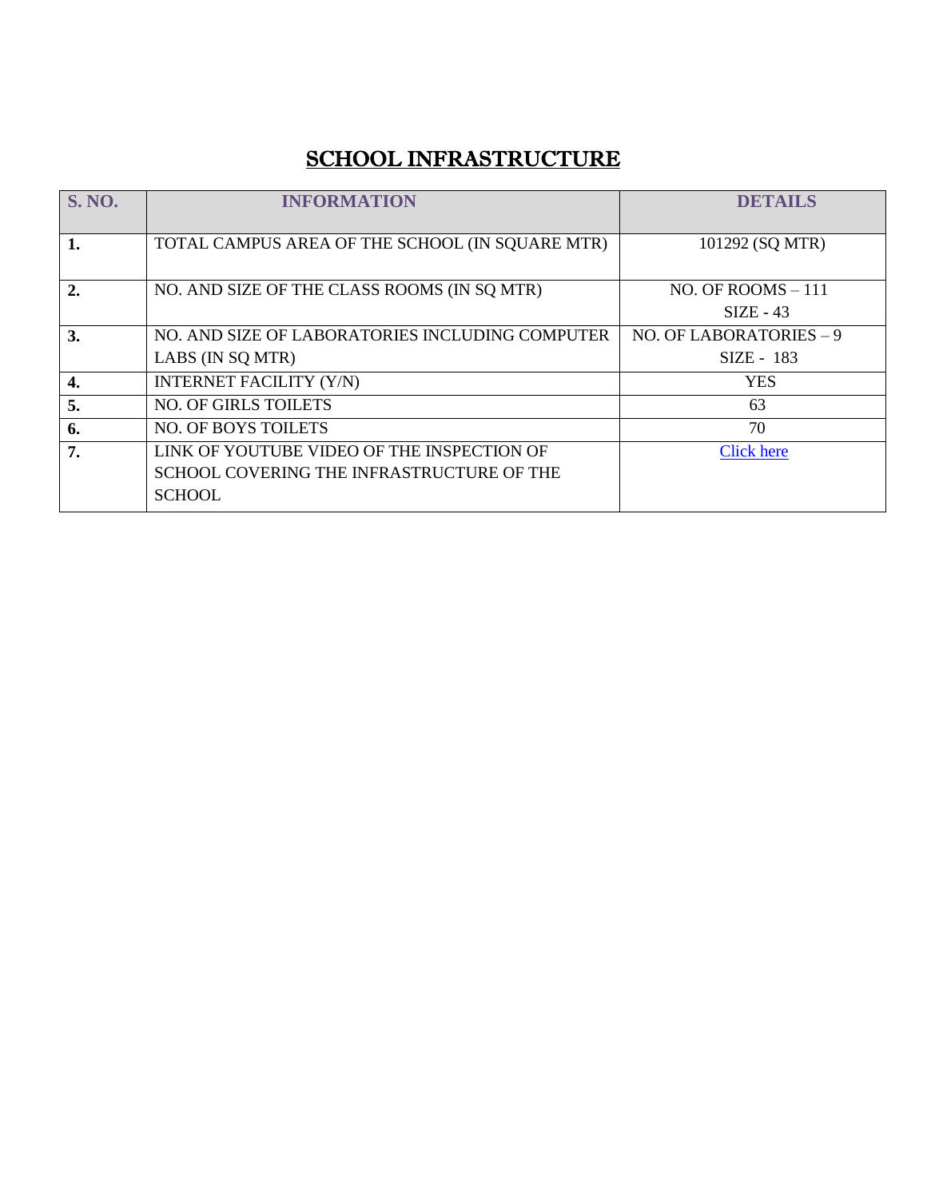# SCHOOL INFRASTRUCTURE

| S. NO. | INFORMATION | DETAILS |
|---|---|---|
| 1. | TOTAL CAMPUS AREA OF THE SCHOOL (IN SQUARE MTR) | 101292 (SQ MTR) |
| 2. | NO. AND SIZE OF THE CLASS ROOMS (IN SQ MTR) | NO. OF ROOMS – 111<br>SIZE - 43 |
| 3. | NO. AND SIZE OF LABORATORIES INCLUDING COMPUTER LABS (IN SQ MTR) | NO. OF LABORATORIES – 9<br>SIZE - 183 |
| 4. | INTERNET FACILITY (Y/N) | YES |
| 5. | NO. OF GIRLS TOILETS | 63 |
| 6. | NO. OF BOYS TOILETS | 70 |
| 7. | LINK OF YOUTUBE VIDEO OF THE INSPECTION OF SCHOOL COVERING THE INFRASTRUCTURE OF THE SCHOOL | Click here |